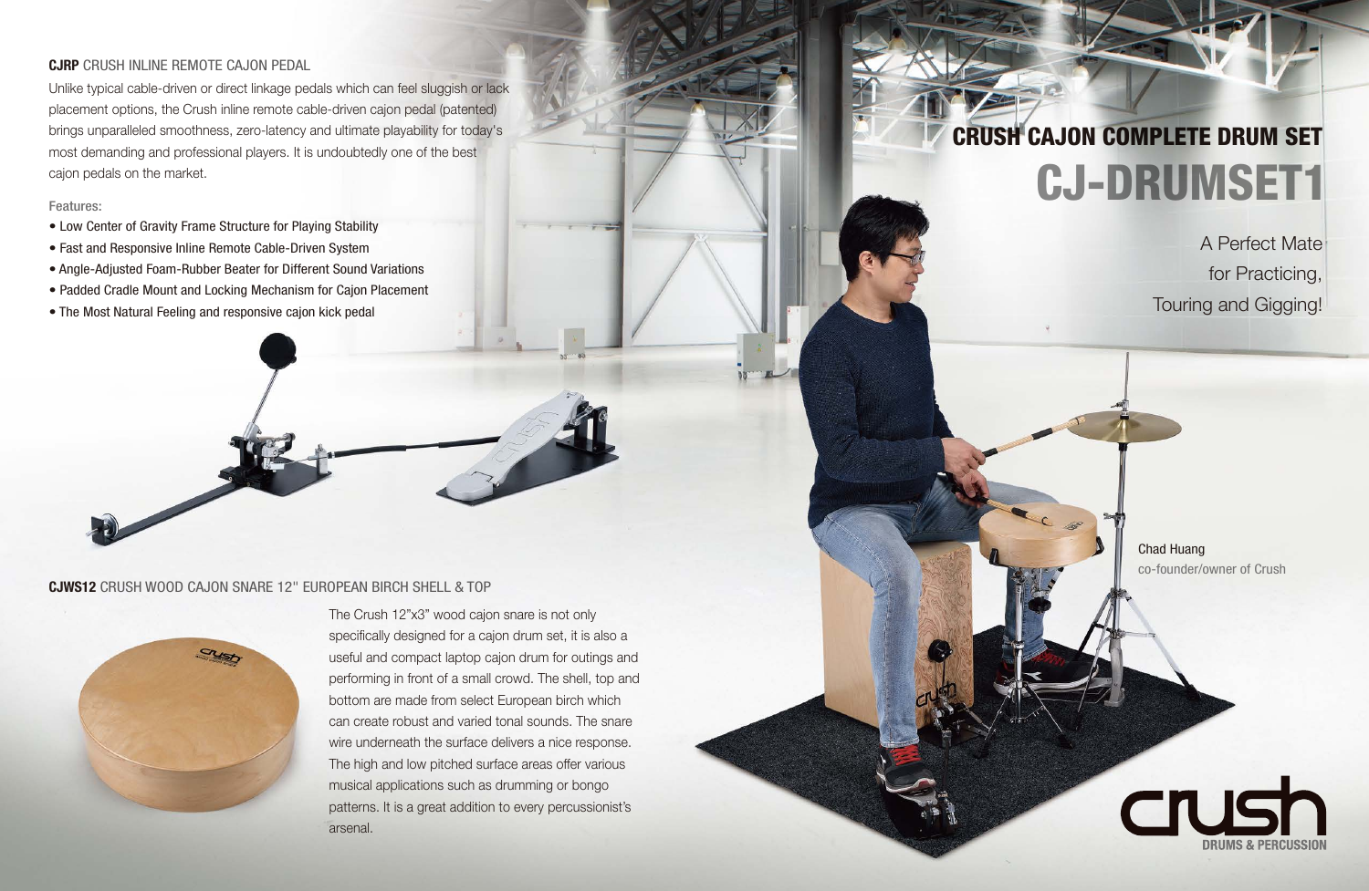# CRUSH CAJON COMPLETE DRUM SET

# CJ-DRUMSET1

A Perfect Mate for Practicing, Touring and Gigging!

## **CJRP** CRUSH INLINE REMOTE CAJON PEDAL

Unlike typical cable-driven or direct linkage pedals which can feel sluggish or lack placement options, the Crush inline remote cable-driven cajon pedal (patented) brings unparalleled smoothness, zero-latency and ultimate playability for today's most demanding and professional players. It is undoubtedly one of the best cajon pedals on the market.

Features:

- Low Center of Gravity Frame Structure for Playing Stability
- Fast and Responsive Inline Remote Cable-Driven System
- Angle-Adjusted Foam-Rubber Beater for Different Sound Variations
- Padded Cradle Mount and Locking Mechanism for Cajon Placement
- The Most Natural Feeling and responsive cajon kick pedal

## **CJWS12** CRUSH WOOD CAJON SNARE 12" EUROPEAN BIRCH SHELL & TOP

The Crush 12"x3" wood cajon snare is not only specifically designed for a cajon drum set, it is also a useful and compact laptop cajon drum for outings and performing in front of a small crowd. The shell, top and bottom are made from select European birch which can create robust and varied tonal sounds. The snare wire underneath the surface delivers a nice response. The high and low pitched surface areas offer various musical applications such as drumming or bongo patterns. It is a great addition to every percussionist's arsenal.

Chad Huang
co-founder/owner of Crush

crush
DRUMS & PERCUSSION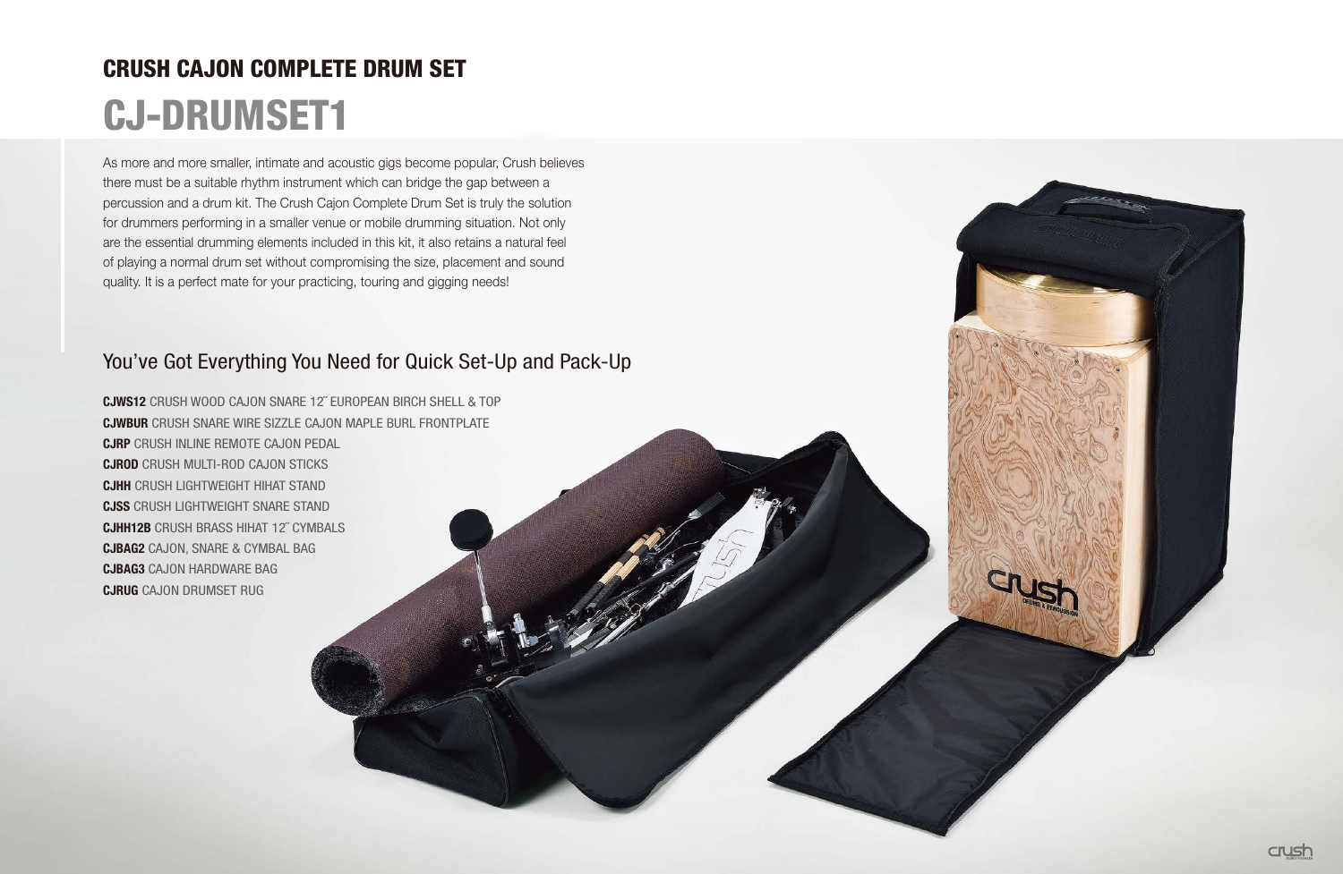## CRUSH CAJON COMPLETE DRUM SET

# CJ-DRUMSET1

As more and more smaller, intimate and acoustic gigs become popular, Crush believes there must be a suitable rhythm instrument which can bridge the gap between a percussion and a drum kit. The Crush Cajon Complete Drum Set is truly the solution for drummers performing in a smaller venue or mobile drumming situation. Not only are the essential drumming elements included in this kit, it also retains a natural feel of playing a normal drum set without compromising the size, placement and sound quality. It is a perfect mate for your practicing, touring and gigging needs!

## You've Got Everything You Need for Quick Set-Up and Pack-Up

**CJWS12** CRUSH WOOD CAJON SNARE 12˝ EUROPEAN BIRCH SHELL & TOP
**CJWBUR** CRUSH SNARE WIRE SIZZLE CAJON MAPLE BURL FRONTPLATE
**CJRP** CRUSH INLINE REMOTE CAJON PEDAL
**CJROD** CRUSH MULTI-ROD CAJON STICKS
**CJHH** CRUSH LIGHTWEIGHT HIHAT STAND
**CJSS** CRUSH LIGHTWEIGHT SNARE STAND
**CJHH12B** CRUSH BRASS HIHAT 12˝ CYMBALS
**CJBAG2** CAJON, SNARE & CYMBAL BAG
**CJBAG3** CAJON HARDWARE BAG
**CJRUG** CAJON DRUMSET RUG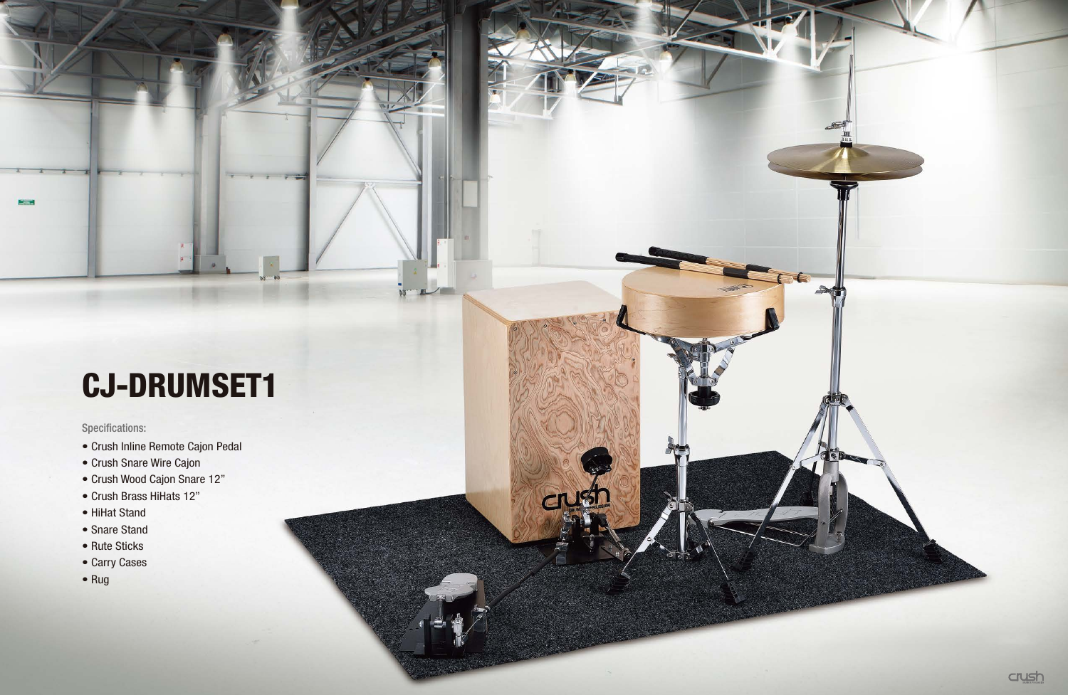# CJ-DRUMSET1

Specifications:

- Crush Inline Remote Cajon Pedal
- Crush Snare Wire Cajon
- Crush Wood Cajon Snare 12"
- Crush Brass HiHats 12"
- HiHat Stand
- Snare Stand
- Rute Sticks
- Carry Cases
- Rug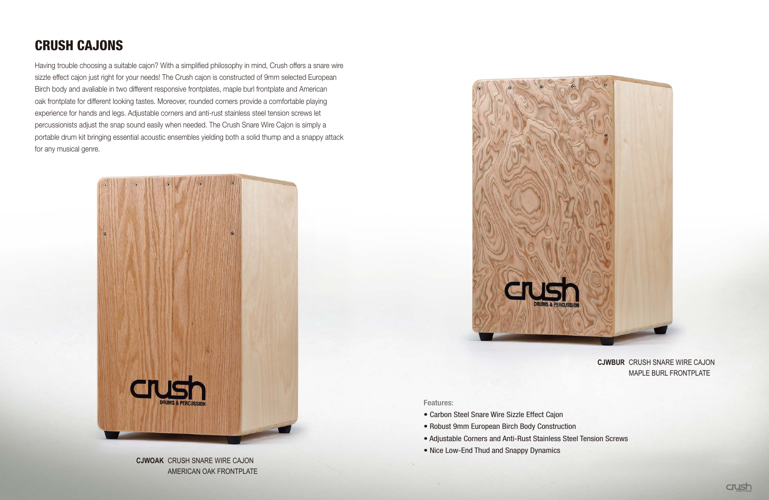# CRUSH CAJONS

Having trouble choosing a suitable cajon? With a simplified philosophy in mind, Crush offers a snare wire sizzle effect cajon just right for your needs! The Crush cajon is constructed of 9mm selected European Birch body and avaliable in two different responsive frontplates, maple burl frontplate and American oak frontplate for different looking tastes. Moreover, rounded corners provide a comfortable playing experience for hands and legs. Adjustable corners and anti-rust stainless steel tension screws let percussionists adjust the snap sound easily when needed. The Crush Snare Wire Cajon is simply a portable drum kit bringing essential acoustic ensembles yielding both a solid thump and a snappy attack for any musical genre.

**CJWOAK** CRUSH SNARE WIRE CAJON
AMERICAN OAK FRONTPLATE

**CJWBUR** CRUSH SNARE WIRE CAJON
MAPLE BURL FRONTPLATE

Features:

- Carbon Steel Snare Wire Sizzle Effect Cajon
- Robust 9mm European Birch Body Construction
- Adjustable Corners and Anti-Rust Stainless Steel Tension Screws
- Nice Low-End Thud and Snappy Dynamics